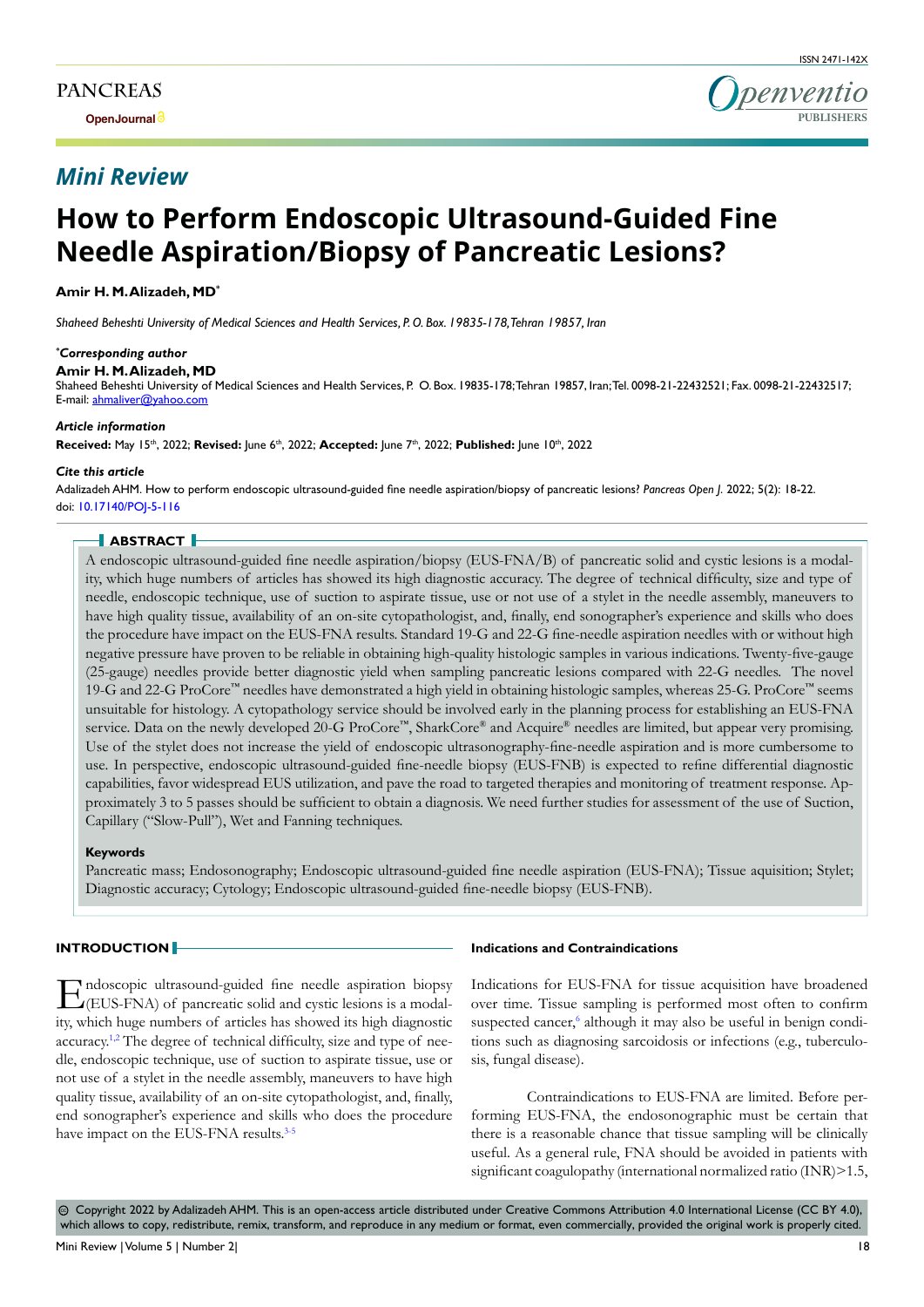PANCREAS

OpenJournal

ISSN 2471-142X

*Mini Review*

# How to Perform Endoscopic Ultrasound-Guided Fine Needle Aspiration/Biopsy of Pancreatic Lesions?

**Amir H. M. Alizadeh, MD***

*Shaheed Beheshti University of Medical Sciences and Health Services, P. O. Box. 19835-178, Tehran 19857, Iran*

***Corresponding author***

**Amir H. M. Alizadeh, MD**

Shaheed Beheshti University of Medical Sciences and Health Services, P. O. Box. 19835-178; Tehran 19857, Iran; Tel. 0098-21-22432521; Fax. 0098-21-22432517; E-mail: ahmaliver@yahoo.com

***Article information***

**Received:** May 15th, 2022; **Revised:** June 6th, 2022; **Accepted:** June 7th, 2022; **Published:** June 10th, 2022

***Cite this article***

Adalizadeh AHM. How to perform endoscopic ultrasound-guided fine needle aspiration/biopsy of pancreatic lesions? *Pancreas Open J*. 2022; 5(2): 18-22. doi: 10.17140/POJ-5-116

## ABSTRACT

A endoscopic ultrasound-guided fine needle aspiration/biopsy (EUS-FNA/B) of pancreatic solid and cystic lesions is a modality, which huge numbers of articles has showed its high diagnostic accuracy. The degree of technical difficulty, size and type of needle, endoscopic technique, use of suction to aspirate tissue, use or not use of a stylet in the needle assembly, maneuvers to have high quality tissue, availability of an on-site cytopathologist, and, finally, end sonographer's experience and skills who does the procedure have impact on the EUS-FNA results. Standard 19-G and 22-G fine-needle aspiration needles with or without high negative pressure have proven to be reliable in obtaining high-quality histologic samples in various indications. Twenty-five-gauge (25-gauge) needles provide better diagnostic yield when sampling pancreatic lesions compared with 22-G needles. The novel 19-G and 22-G ProCore™ needles have demonstrated a high yield in obtaining histologic samples, whereas 25-G. ProCore™ seems unsuitable for histology. A cytopathology service should be involved early in the planning process for establishing an EUS-FNA service. Data on the newly developed 20-G ProCore™, SharkCore® and Acquire® needles are limited, but appear very promising. Use of the stylet does not increase the yield of endoscopic ultrasonography-fine-needle aspiration and is more cumbersome to use. In perspective, endoscopic ultrasound-guided fine-needle biopsy (EUS-FNB) is expected to refine differential diagnostic capabilities, favor widespread EUS utilization, and pave the road to targeted therapies and monitoring of treatment response. Approximately 3 to 5 passes should be sufficient to obtain a diagnosis. We need further studies for assessment of the use of Suction, Capillary ("Slow-Pull"), Wet and Fanning techniques.

**Keywords**

Pancreatic mass; Endosonography; Endoscopic ultrasound-guided fine needle aspiration (EUS-FNA); Tissue aquisition; Stylet; Diagnostic accuracy; Cytology; Endoscopic ultrasound-guided fine-needle biopsy (EUS-FNB).

## INTRODUCTION

Endoscopic ultrasound-guided fine needle aspiration biopsy (EUS-FNA) of pancreatic solid and cystic lesions is a modality, which huge numbers of articles has showed its high diagnostic accuracy.[1,2] The degree of technical difficulty, size and type of needle, endoscopic technique, use of suction to aspirate tissue, use or not use of a stylet in the needle assembly, maneuvers to have high quality tissue, availability of an on-site cytopathologist, and, finally, end sonographer's experience and skills who does the procedure have impact on the EUS-FNA results.[3-5]

### Indications and Contraindications

Indications for EUS-FNA for tissue acquisition have broadened over time. Tissue sampling is performed most often to confirm suspected cancer,[6] although it may also be useful in benign conditions such as diagnosing sarcoidosis or infections (e.g., tuberculosis, fungal disease).

Contraindications to EUS-FNA are limited. Before performing EUS-FNA, the endosonographic must be certain that there is a reasonable chance that tissue sampling will be clinically useful. As a general rule, FNA should be avoided in patients with significant coagulopathy (international normalized ratio (INR)>1.5,

© Copyright 2022 by Adalizadeh AHM. This is an open-access article distributed under Creative Commons Attribution 4.0 International License (CC BY 4.0), which allows to copy, redistribute, remix, transform, and reproduce in any medium or format, even commercially, provided the original work is properly cited.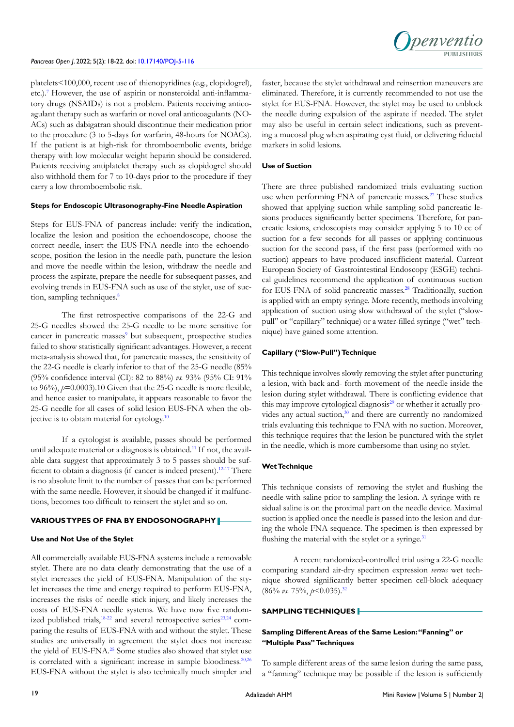platelets<100,000, recent use of thienopyridines (e.g., clopidogrel), etc.).[7] However, the use of aspirin or nonsteroidal anti-inflammatory drugs (NSAIDs) is not a problem. Patients receiving anticoagulant therapy such as warfarin or novel oral anticoagulants (NOACs) such as dabigatran should discontinue their medication prior to the procedure (3 to 5-days for warfarin, 48-hours for NOACs). If the patient is at high-risk for thromboembolic events, bridge therapy with low molecular weight heparin should be considered. Patients receiving antiplatelet therapy such as clopidogrel should also withhold them for 7 to 10-days prior to the procedure if they carry a low thromboembolic risk.

### Steps for Endoscopic Ultrasonography-Fine Needle Aspiration

Steps for EUS-FNA of pancreas include: verify the indication, localize the lesion and position the echoendoscope, choose the correct needle, insert the EUS-FNA needle into the echoendoscope, position the lesion in the needle path, puncture the lesion and move the needle within the lesion, withdraw the needle and process the aspirate, prepare the needle for subsequent passes, and evolving trends in EUS-FNA such as use of the stylet, use of suction, sampling techniques.[8]

The first retrospective comparisons of the 22-G and 25-G needles showed the 25-G needle to be more sensitive for cancer in pancreatic masses[9] but subsequent, prospective studies failed to show statistically significant advantages. However, a recent meta-analysis showed that, for pancreatic masses, the sensitivity of the 22-G needle is clearly inferior to that of the 25-G needle (85% (95% confidence interval (CI): 82 to 88%) *vs.* 93% (95% CI: 91% to 96%), $p$=0.0003).10 Given that the 25-G needle is more flexible, and hence easier to manipulate, it appears reasonable to favor the 25-G needle for all cases of solid lesion EUS-FNA when the objective is to obtain material for cytology.[10]

If a cytologist is available, passes should be performed until adequate material or a diagnosis is obtained.[11] If not, the available data suggest that approximately 3 to 5 passes should be sufficient to obtain a diagnosis (if cancer is indeed present).[12-17] There is no absolute limit to the number of passes that can be performed with the same needle. However, it should be changed if it malfunctions, becomes too difficult to reinsert the stylet and so on.

## VARIOUS TYPES OF FNA BY ENDOSONOGRAPHY

### Use and Not Use of the Stylet

All commercially available EUS-FNA systems include a removable stylet. There are no data clearly demonstrating that the use of a stylet increases the yield of EUS-FNA. Manipulation of the stylet increases the time and energy required to perform EUS-FNA, increases the risks of needle stick injury, and likely increases the costs of EUS-FNA needle systems. We have now five randomized published trials,[18-22] and several retrospective series[23,24] comparing the results of EUS-FNA with and without the stylet. These studies are universally in agreement the stylet does not increase the yield of EUS-FNA.[25] Some studies also showed that stylet use is correlated with a significant increase in sample bloodiness.[20,26] EUS-FNA without the stylet is also technically much simpler and faster, because the stylet withdrawal and reinsertion maneuvers are eliminated. Therefore, it is currently recommended to not use the stylet for EUS-FNA. However, the stylet may be used to unblock the needle during expulsion of the aspirate if needed. The stylet may also be useful in certain select indications, such as preventing a mucosal plug when aspirating cyst fluid, or delivering fiducial markers in solid lesions.

### Use of Suction

There are three published randomized trials evaluating suction use when performing FNA of pancreatic masses.[27] These studies showed that applying suction while sampling solid pancreatic lesions produces significantly better specimens. Therefore, for pancreatic lesions, endoscopists may consider applying 5 to 10 cc of suction for a few seconds for all passes or applying continuous suction for the second pass, if the first pass (performed with no suction) appears to have produced insufficient material. Current European Society of Gastrointestinal Endoscopy (ESGE) technical guidelines recommend the application of continuous suction for EUS-FNA of solid pancreatic masses.[28] Traditionally, suction is applied with an empty syringe. More recently, methods involving application of suction using slow withdrawal of the stylet ("slow-pull" or "capillary" technique) or a water-filled syringe ("wet" technique) have gained some attention.

### Capillary ("Slow-Pull") Technique

This technique involves slowly removing the stylet after puncturing a lesion, with back and- forth movement of the needle inside the lesion during stylet withdrawal. There is conflicting evidence that this may improve cytological diagnosis[29] or whether it actually provides any actual suction,[30] and there are currently no randomized trials evaluating this technique to FNA with no suction. Moreover, this technique requires that the lesion be punctured with the stylet in the needle, which is more cumbersome than using no stylet.

### Wet Technique

This technique consists of removing the stylet and flushing the needle with saline prior to sampling the lesion. A syringe with residual saline is on the proximal part on the needle device. Maximal suction is applied once the needle is passed into the lesion and during the whole FNA sequence. The specimen is then expressed by flushing the material with the stylet or a syringe.[31]

A recent randomized-controlled trial using a 22-G needle comparing standard air-dry specimen expression *versus* wet technique showed significantly better specimen cell-block adequacy (86% *vs.* 75%, $p$<0.035).[32]

## SAMPLING TECHNIQUES

### Sampling Different Areas of the Same Lesion: "Fanning" or "Multiple Pass" Techniques

To sample different areas of the same lesion during the same pass, a "fanning" technique may be possible if the lesion is sufficiently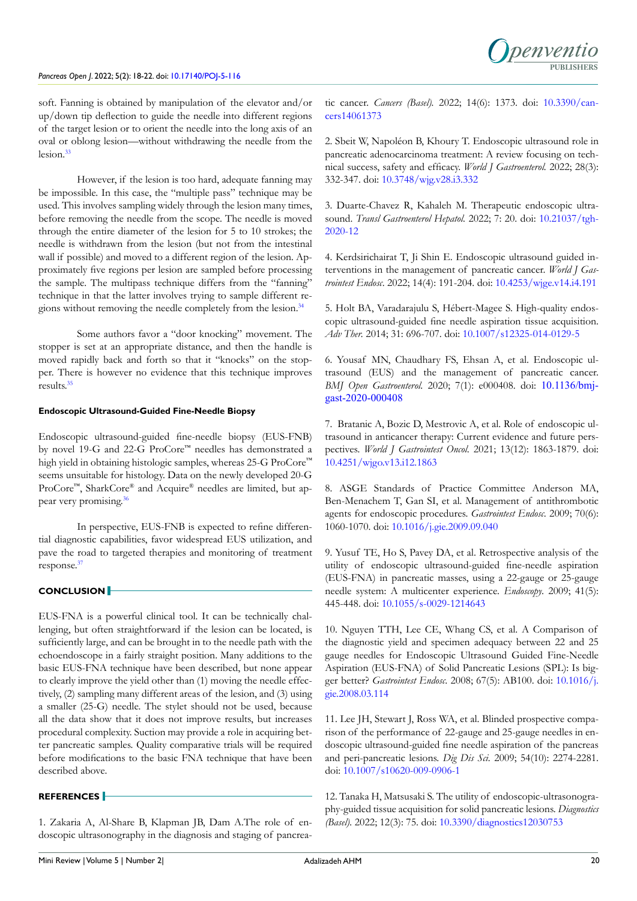soft. Fanning is obtained by manipulation of the elevator and/or up/down tip deflection to guide the needle into different regions of the target lesion or to orient the needle into the long axis of an oval or oblong lesion—without withdrawing the needle from the lesion.[33]

However, if the lesion is too hard, adequate fanning may be impossible. In this case, the "multiple pass" technique may be used. This involves sampling widely through the lesion many times, before removing the needle from the scope. The needle is moved through the entire diameter of the lesion for 5 to 10 strokes; the needle is withdrawn from the lesion (but not from the intestinal wall if possible) and moved to a different region of the lesion. Approximately five regions per lesion are sampled before processing the sample. The multipass technique differs from the "fanning" technique in that the latter involves trying to sample different regions without removing the needle completely from the lesion.[34]

Some authors favor a "door knocking" movement. The stopper is set at an appropriate distance, and then the handle is moved rapidly back and forth so that it "knocks" on the stopper. There is however no evidence that this technique improves results.[35]

#### Endoscopic Ultrasound-Guided Fine-Needle Biopsy

Endoscopic ultrasound-guided fine-needle biopsy (EUS-FNB) by novel 19-G and 22-G ProCore™ needles has demonstrated a high yield in obtaining histologic samples, whereas 25-G ProCore™ seems unsuitable for histology. Data on the newly developed 20-G ProCore™, SharkCore® and Acquire® needles are limited, but appear very promising.[36]

In perspective, EUS-FNB is expected to refine differential diagnostic capabilities, favor widespread EUS utilization, and pave the road to targeted therapies and monitoring of treatment response.[37]

## CONCLUSION

EUS-FNA is a powerful clinical tool. It can be technically challenging, but often straightforward if the lesion can be located, is sufficiently large, and can be brought in to the needle path with the echoendoscope in a fairly straight position. Many additions to the basic EUS-FNA technique have been described, but none appear to clearly improve the yield other than (1) moving the needle effectively, (2) sampling many different areas of the lesion, and (3) using a smaller (25-G) needle. The stylet should not be used, because all the data show that it does not improve results, but increases procedural complexity. Suction may provide a role in acquiring better pancreatic samples. Quality comparative trials will be required before modifications to the basic FNA technique that have been described above.

## REFERENCES

1. Zakaria A, Al-Share B, Klapman JB, Dam A.The role of endoscopic ultrasonography in the diagnosis and staging of pancreatic cancer. *Cancers (Basel).* 2022; 14(6): 1373. doi: 10.3390/cancers14061373

2. Sbeit W, Napoléon B, Khoury T. Endoscopic ultrasound role in pancreatic adenocarcinoma treatment: A review focusing on technical success, safety and efficacy. *World J Gastroenterol.* 2022; 28(3): 332-347. doi: 10.3748/wjg.v28.i3.332

3. Duarte-Chavez R, Kahaleh M. Therapeutic endoscopic ultrasound. *Transl Gastroenterol Hepatol.* 2022; 7: 20. doi: 10.21037/tgh-2020-12

4. Kerdsirichairat T, Ji Shin E. Endoscopic ultrasound guided interventions in the management of pancreatic cancer. *World J Gastrointest Endosc.* 2022; 14(4): 191-204. doi: 10.4253/wjge.v14.i4.191

5. Holt BA, Varadarajulu S, Hébert-Magee S. High-quality endoscopic ultrasound-guided fine needle aspiration tissue acquisition. *Adv Ther.* 2014; 31: 696-707. doi: 10.1007/s12325-014-0129-5

6. Yousaf MN, Chaudhary FS, Ehsan A, et al. Endoscopic ultrasound (EUS) and the management of pancreatic cancer. *BMJ Open Gastroenterol.* 2020; 7(1): e000408. doi: 10.1136/bmjgast-2020-000408

7. Bratanic A, Bozic D, Mestrovic A, et al. Role of endoscopic ultrasound in anticancer therapy: Current evidence and future perspectives. *World J Gastrointest Oncol.* 2021; 13(12): 1863-1879. doi: 10.4251/wjgo.v13.i12.1863

8. ASGE Standards of Practice Committee Anderson MA, Ben-Menachem T, Gan SI, et al. Management of antithrombotic agents for endoscopic procedures. *Gastrointest Endosc.* 2009; 70(6): 1060-1070. doi: 10.1016/j.gie.2009.09.040

9. Yusuf TE, Ho S, Pavey DA, et al. Retrospective analysis of the utility of endoscopic ultrasound-guided fine-needle aspiration (EUS-FNA) in pancreatic masses, using a 22-gauge or 25-gauge needle system: A multicenter experience. *Endoscopy.* 2009; 41(5): 445-448. doi: 10.1055/s-0029-1214643

10. Nguyen TTH, Lee CE, Whang CS, et al. A Comparison of the diagnostic yield and specimen adequacy between 22 and 25 gauge needles for Endoscopic Ultrasound Guided Fine-Needle Aspiration (EUS-FNA) of Solid Pancreatic Lesions (SPL): Is bigger better? *Gastrointest Endosc.* 2008; 67(5): AB100. doi: 10.1016/j.gie.2008.03.114

11. Lee JH, Stewart J, Ross WA, et al. Blinded prospective comparison of the performance of 22-gauge and 25-gauge needles in endoscopic ultrasound-guided fine needle aspiration of the pancreas and peri-pancreatic lesions. *Dig Dis Sci.* 2009; 54(10): 2274-2281. doi: 10.1007/s10620-009-0906-1

12. Tanaka H, Matsusaki S. The utility of endoscopic-ultrasonography-guided tissue acquisition for solid pancreatic lesions. *Diagnostics (Basel).* 2022; 12(3): 75. doi: 10.3390/diagnostics12030753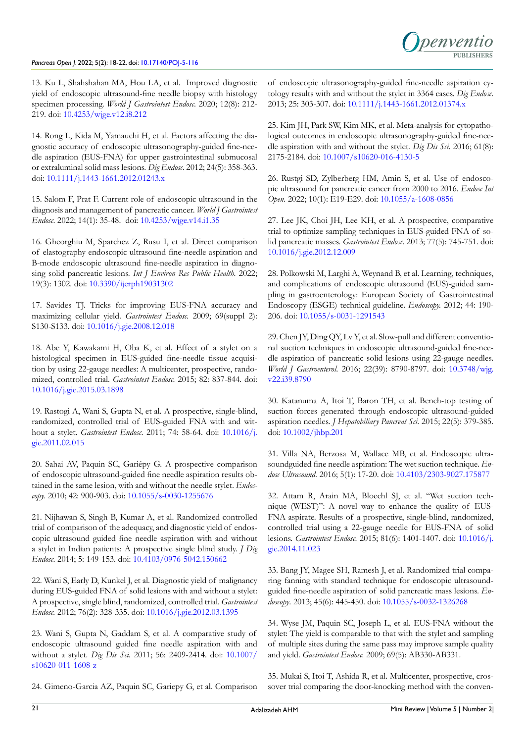13. Ku L, Shahshahan MA, Hou LA, et al. Improved diagnostic yield of endoscopic ultrasound-fine needle biopsy with histology specimen processing. *World J Gastrointest Endosc*. 2020; 12(8): 212-219. doi: 10.4253/wjge.v12.i8.212

14. Rong L, Kida M, Yamauchi H, et al. Factors affecting the diagnostic accuracy of endoscopic ultrasonography-guided fine-needle aspiration (EUS-FNA) for upper gastrointestinal submucosal or extraluminal solid mass lesions. *Dig Endosc*. 2012; 24(5): 358-363. doi: 10.1111/j.1443-1661.2012.01243.x

15. Salom F, Prat F. Current role of endoscopic ultrasound in the diagnosis and management of pancreatic cancer. *World J Gastrointest Endosc*. 2022; 14(1): 35-48. doi: 10.4253/wjge.v14.i1.35

16. Gheorghiu M, Sparchez Z, Rusu I, et al. Direct comparison of elastography endoscopic ultrasound fine-needle aspiration and B-mode endoscopic ultrasound fine-needle aspiration in diagnosing solid pancreatic lesions. *Int J Environ Res Public Health*. 2022; 19(3): 1302. doi: 10.3390/ijerph19031302

17. Savides TJ. Tricks for improving EUS-FNA accuracy and maximizing cellular yield. *Gastrointest Endosc*. 2009; 69(suppl 2): S130-S133. doi: 10.1016/j.gie.2008.12.018

18. Abe Y, Kawakami H, Oba K, et al. Effect of a stylet on a histological specimen in EUS-guided fine-needle tissue acquisition by using 22-gauge needles: A multicenter, prospective, randomized, controlled trial. *Gastrointest Endosc*. 2015; 82: 837-844. doi: 10.1016/j.gie.2015.03.1898

19. Rastogi A, Wani S, Gupta N, et al. A prospective, single-blind, randomized, controlled trial of EUS-guided FNA with and without a stylet. *Gastrointest Endosc*. 2011; 74: 58-64. doi: 10.1016/j.gie.2011.02.015

20. Sahai AV, Paquin SC, Gariépy G. A prospective comparison of endoscopic ultrasound-guided fine needle aspiration results obtained in the same lesion, with and without the needle stylet. *Endoscopy*. 2010; 42: 900-903. doi: 10.1055/s-0030-1255676

21. Nijhawan S, Singh B, Kumar A, et al. Randomized controlled trial of comparison of the adequacy, and diagnostic yield of endoscopic ultrasound guided fine needle aspiration with and without a stylet in Indian patients: A prospective single blind study. *J Dig Endosc*. 2014; 5: 149-153. doi: 10.4103/0976-5042.150662

22. Wani S, Early D, Kunkel J, et al. Diagnostic yield of malignancy during EUS-guided FNA of solid lesions with and without a stylet: A prospective, single blind, randomized, controlled trial. *Gastrointest Endosc*. 2012; 76(2): 328-335. doi: 10.1016/j.gie.2012.03.1395

23. Wani S, Gupta N, Gaddam S, et al. A comparative study of endoscopic ultrasound guided fine needle aspiration with and without a stylet. *Dig Dis Sci*. 2011; 56: 2409-2414. doi: 10.1007/s10620-011-1608-z

24. Gimeno-Garcia AZ, Paquin SC, Gariepy G, et al. Comparison of endoscopic ultrasonography-guided fine-needle aspiration cytology results with and without the stylet in 3364 cases. *Dig Endosc*. 2013; 25: 303-307. doi: 10.1111/j.1443-1661.2012.01374.x

25. Kim JH, Park SW, Kim MK, et al. Meta-analysis for cytopathological outcomes in endoscopic ultrasonography-guided fine-needle aspiration with and without the stylet. *Dig Dis Sci*. 2016; 61(8): 2175-2184. doi: 10.1007/s10620-016-4130-5

26. Rustgi SD, Zylberberg HM, Amin S, et al. Use of endoscopic ultrasound for pancreatic cancer from 2000 to 2016. *Endosc Int Open*. 2022; 10(1): E19-E29. doi: 10.1055/a-1608-0856

27. Lee JK, Choi JH, Lee KH, et al. A prospective, comparative trial to optimize sampling techniques in EUS-guided FNA of solid pancreatic masses. *Gastrointest Endosc*. 2013; 77(5): 745-751. doi: 10.1016/j.gie.2012.12.009

28. Polkowski M, Larghi A, Weynand B, et al. Learning, techniques, and complications of endoscopic ultrasound (EUS)-guided sampling in gastroenterology: European Society of Gastrointestinal Endoscopy (ESGE) technical guideline. *Endoscopy*. 2012; 44: 190-206. doi: 10.1055/s-0031-1291543

29. Chen JY, Ding QY, Lv Y, et al. Slow-pull and different conventional suction techniques in endoscopic ultrasound-guided fine-needle aspiration of pancreatic solid lesions using 22-gauge needles. *World J Gastroenterol*. 2016; 22(39): 8790-8797. doi: 10.3748/wjg.v22.i39.8790

30. Katanuma A, Itoi T, Baron TH, et al. Bench-top testing of suction forces generated through endoscopic ultrasound-guided aspiration needles. *J Hepatobiliary Pancreat Sci*. 2015; 22(5): 379-385. doi: 10.1002/jhbp.201

31. Villa NA, Berzosa M, Wallace MB, et al. Endoscopic ultrasoundguided fine needle aspiration: The wet suction technique. *Endosc Ultrasound*. 2016; 5(1): 17-20. doi: 10.4103/2303-9027.175877

32. Attam R, Arain MA, Bloechl SJ, et al. "Wet suction technique (WEST)": A novel way to enhance the quality of EUS-FNA aspirate. Results of a prospective, single-blind, randomized, controlled trial using a 22-gauge needle for EUS-FNA of solid lesions. *Gastrointest Endosc*. 2015; 81(6): 1401-1407. doi: 10.1016/j.gie.2014.11.023

33. Bang JY, Magee SH, Ramesh J, et al. Randomized trial comparing fanning with standard technique for endoscopic ultrasound-guided fine-needle aspiration of solid pancreatic mass lesions. *Endoscopy*. 2013; 45(6): 445-450. doi: 10.1055/s-0032-1326268

34. Wyse JM, Paquin SC, Joseph L, et al. EUS-FNA without the stylet: The yield is comparable to that with the stylet and sampling of multiple sites during the same pass may improve sample quality and yield. *Gastrointest Endosc*. 2009; 69(5): AB330-AB331.

35. Mukai S, Itoi T, Ashida R, et al. Multicenter, prospective, crossover trial comparing the door-knocking method with the conven-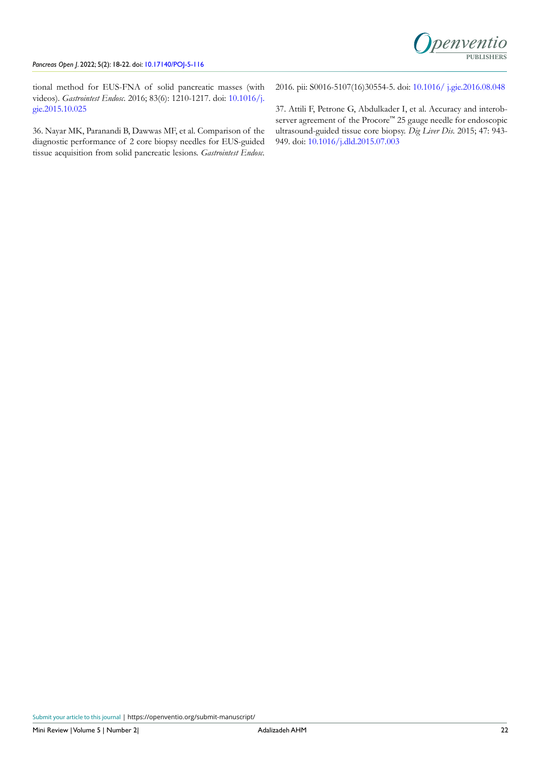tional method for EUS-FNA of solid pancreatic masses (with videos). *Gastrointest Endosc*. 2016; 83(6): 1210-1217. doi: 10.1016/j.gie.2015.10.025

36. Nayar MK, Paranandi B, Dawwas MF, et al. Comparison of the diagnostic performance of 2 core biopsy needles for EUS-guided tissue acquisition from solid pancreatic lesions. *Gastrointest Endosc*. 2016. pii: S0016-5107(16)30554-5. doi: 10.1016/ j.gie.2016.08.048

37. Attili F, Petrone G, Abdulkader I, et al. Accuracy and interobserver agreement of the Procore™ 25 gauge needle for endoscopic ultrasound-guided tissue core biopsy. *Dig Liver Dis*. 2015; 47: 943-949. doi: 10.1016/j.dld.2015.07.003